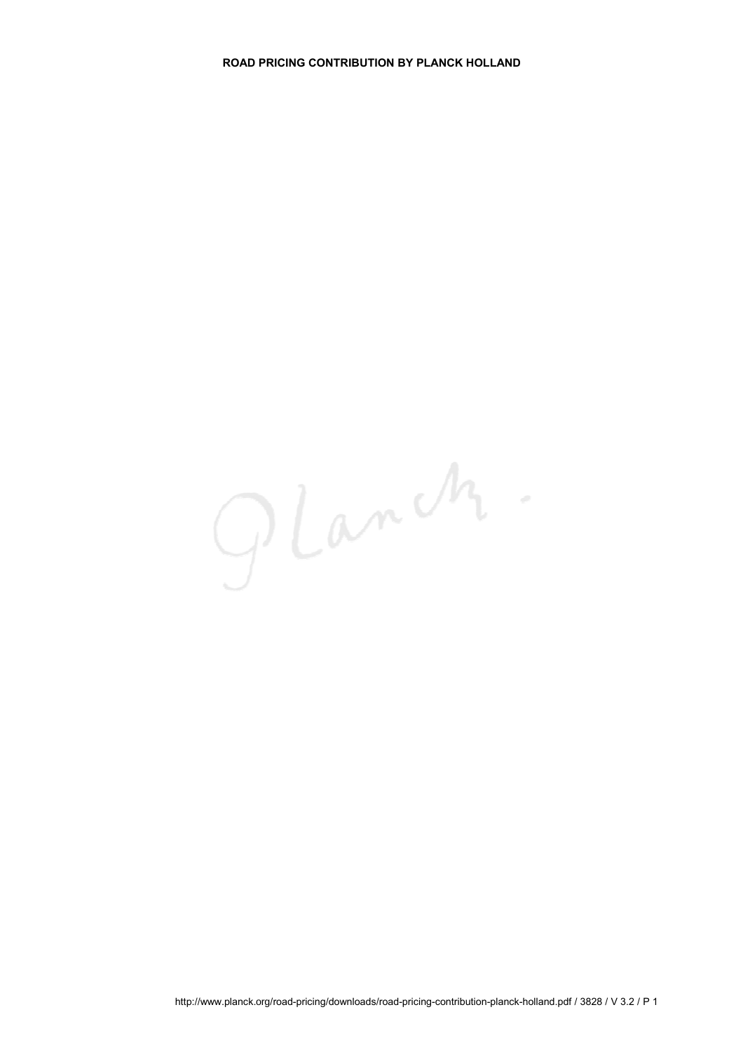**ROAD PRICING CONTRIBUTION BY PLANCK HOLLAND**

Planck.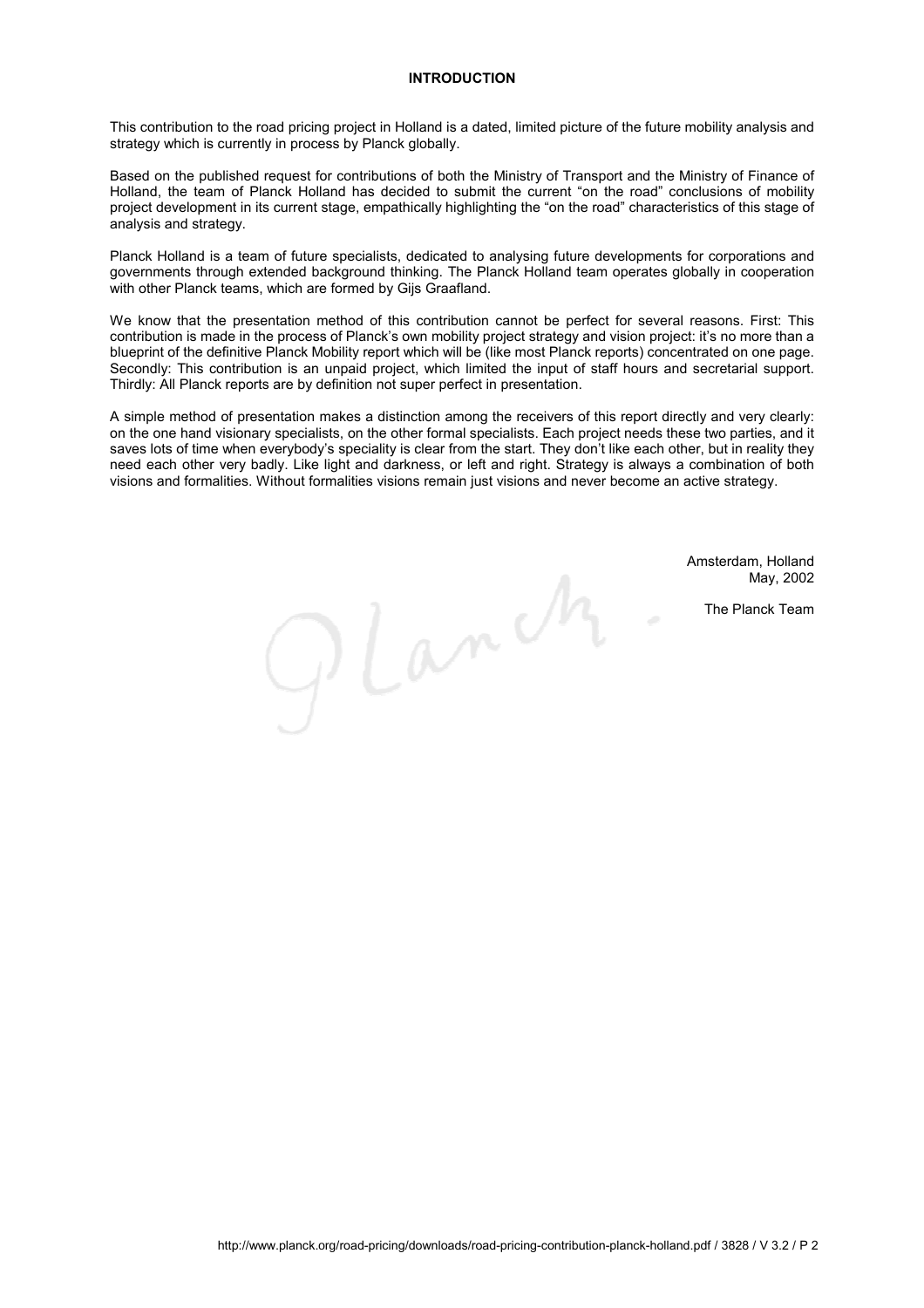## INTRODUCTION

This contribution to the road pricing project in Holland is a dated, limited picture of the future mobility analysis and strategy which is currently in process by Planck globally.

Based on the published request for contributions of both the Ministry of Transport and the Ministry of Finance of Holland, the team of Planck Holland has decided to submit the current "on the road" conclusions of mobility project development in its current stage, empathically highlighting the "on the road" characteristics of this stage of analysis and strategy.

Planck Holland is a team of future specialists, dedicated to analysing future developments for corporations and governments through extended background thinking. The Planck Holland team operates globally in cooperation with other Planck teams, which are formed by Gijs Graafland.

We know that the presentation method of this contribution cannot be perfect for several reasons. First: This contribution is made in the process of Planck's own mobility project strategy and vision project: it's no more than a blueprint of the definitive Planck Mobility report which will be (like most Planck reports) concentrated on one page. Secondly: This contribution is an unpaid project, which limited the input of staff hours and secretarial support. Thirdly: All Planck reports are by definition not super perfect in presentation.

A simple method of presentation makes a distinction among the receivers of this report directly and very clearly: on the one hand visionary specialists, on the other formal specialists. Each project needs these two parties, and it saves lots of time when everybody's speciality is clear from the start. They don't like each other, but in reality they need each other very badly. Like light and darkness, or left and right. Strategy is always a combination of both visions and formalities. Without formalities visions remain just visions and never become an active strategy.

Amsterdam, Holland
May, 2002

The Planck Team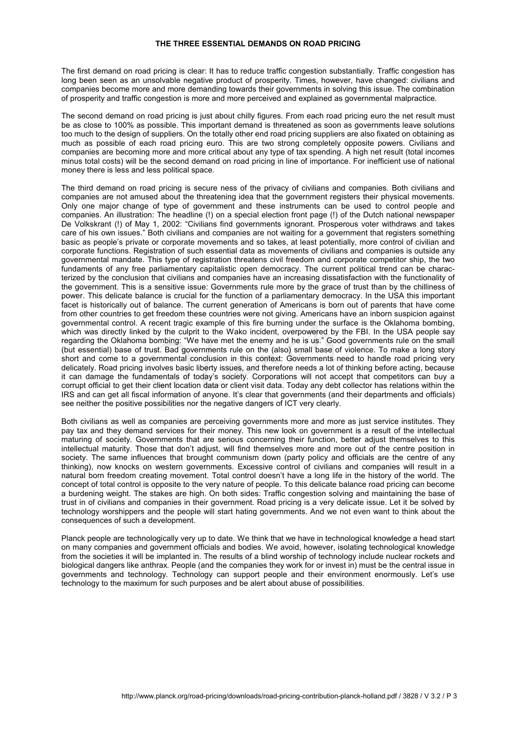# THE THREE ESSENTIAL DEMANDS ON ROAD PRICING

The first demand on road pricing is clear: It has to reduce traffic congestion substantially. Traffic congestion has long been seen as an unsolvable negative product of prosperity. Times, however, have changed: civilians and companies become more and more demanding towards their governments in solving this issue. The combination of prosperity and traffic congestion is more and more perceived and explained as governmental malpractice.

The second demand on road pricing is just about chilly figures. From each road pricing euro the net result must be as close to 100% as possible. This important demand is threatened as soon as governments leave solutions too much to the design of suppliers. On the totally other end road pricing suppliers are also fixated on obtaining as much as possible of each road pricing euro. This are two strong completely opposite powers. Civilians and companies are becoming more and more critical about any type of tax spending. A high net result (total incomes minus total costs) will be the second demand on road pricing in line of importance. For inefficient use of national money there is less and less political space.

The third demand on road pricing is secure ness of the privacy of civilians and companies. Both civilians and companies are not amused about the threatening idea that the government registers their physical movements. Only one major change of type of government and these instruments can be used to control people and companies. An illustration: The headline (!) on a special election front page (!) of the Dutch national newspaper De Volkskrant (!) of May 1, 2002: "Civilians find governments ignorant. Prosperous voter withdraws and takes care of his own issues." Both civilians and companies are not waiting for a government that registers something basic as people's private or corporate movements and so takes, at least potentially, more control of civilian and corporate functions. Registration of such essential data as movements of civilians and companies is outside any governmental mandate. This type of registration threatens civil freedom and corporate competitor ship, the two fundaments of any free parliamentary capitalistic open democracy. The current political trend can be characterized by the conclusion that civilians and companies have an increasing dissatisfaction with the functionality of the government. This is a sensitive issue: Governments rule more by the grace of trust than by the chilliness of power. This delicate balance is crucial for the function of a parliamentary democracy. In the USA this important facet is historically out of balance. The current generation of Americans is born out of parents that have come from other countries to get freedom these countries were not giving. Americans have an inborn suspicion against governmental control. A recent tragic example of this fire burning under the surface is the Oklahoma bombing, which was directly linked by the culprit to the Wako incident, overpowered by the FBI. In the USA people say regarding the Oklahoma bombing: "We have met the enemy and he is us." Good governments rule on the small (but essential) base of trust. Bad governments rule on the (also) small base of violence. To make a long story short and come to a governmental conclusion in this context: Governments need to handle road pricing very delicately. Road pricing involves basic liberty issues, and therefore needs a lot of thinking before acting, because it can damage the fundamentals of today's society. Corporations will not accept that competitors can buy a corrupt official to get their client location data or client visit data. Today any debt collector has relations within the IRS and can get all fiscal information of anyone. It's clear that governments (and their departments and officials) see neither the positive possibilities nor the negative dangers of ICT very clearly.

Both civilians as well as companies are perceiving governments more and more as just service institutes. They pay tax and they demand services for their money. This new look on government is a result of the intellectual maturing of society. Governments that are serious concerning their function, better adjust themselves to this intellectual maturity. Those that don't adjust, will find themselves more and more out of the centre position in society. The same influences that brought communism down (party policy and officials are the centre of any thinking), now knocks on western governments. Excessive control of civilians and companies will result in a natural born freedom creating movement. Total control doesn't have a long life in the history of the world. The concept of total control is opposite to the very nature of people. To this delicate balance road pricing can become a burdening weight. The stakes are high. On both sides: Traffic congestion solving and maintaining the base of trust in of civilians and companies in their government. Road pricing is a very delicate issue. Let it be solved by technology worshippers and the people will start hating governments. And we not even want to think about the consequences of such a development.

Planck people are technologically very up to date. We think that we have in technological knowledge a head start on many companies and government officials and bodies. We avoid, however, isolating technological knowledge from the societies it will be implanted in. The results of a blind worship of technology include nuclear rockets and biological dangers like anthrax. People (and the companies they work for or invest in) must be the central issue in governments and technology. Technology can support people and their environment enormously. Let's use technology to the maximum for such purposes and be alert about abuse of possibilities.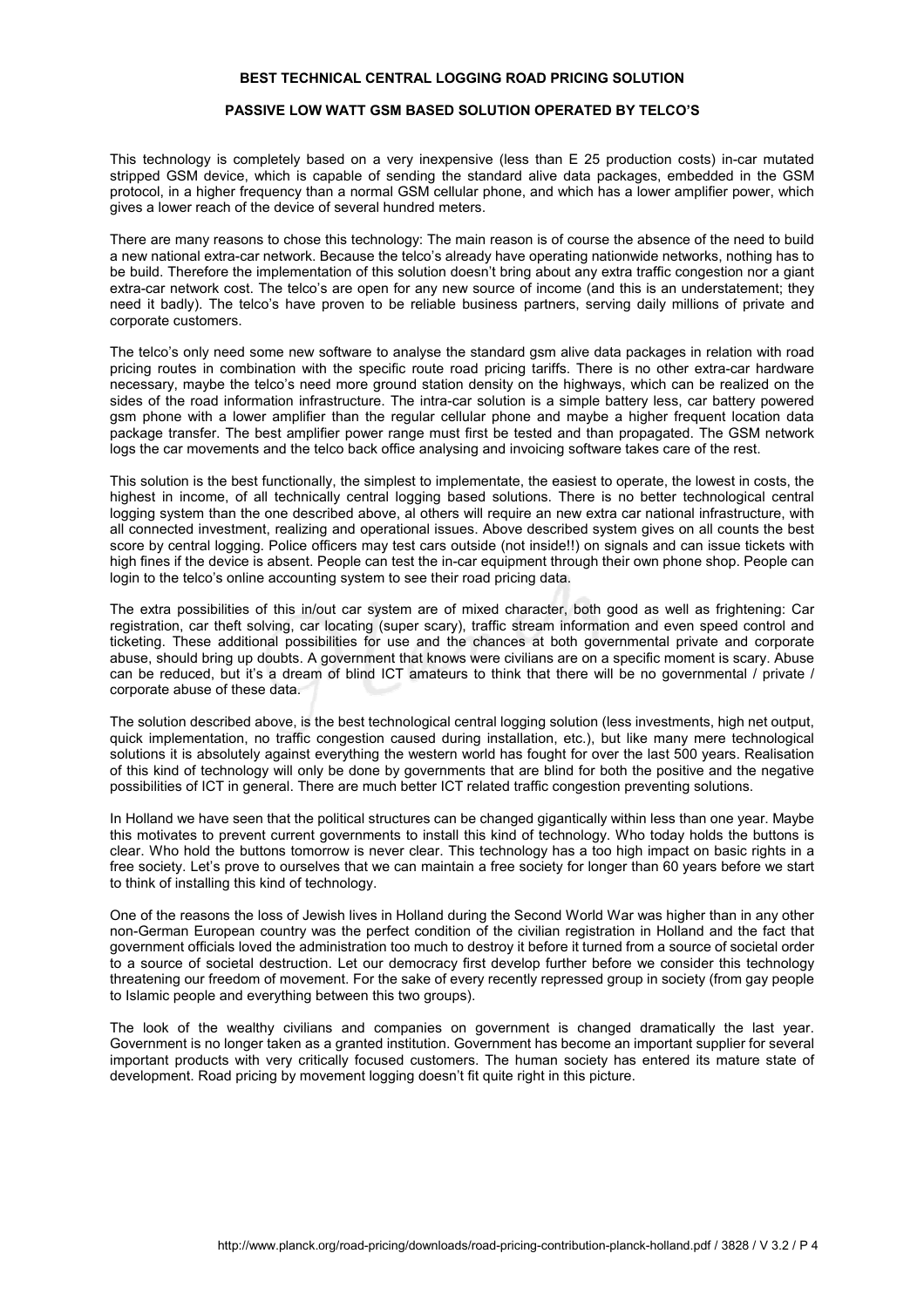**BEST TECHNICAL CENTRAL LOGGING ROAD PRICING SOLUTION**

**PASSIVE LOW WATT GSM BASED SOLUTION OPERATED BY TELCO'S**

This technology is completely based on a very inexpensive (less than E 25 production costs) in-car mutated stripped GSM device, which is capable of sending the standard alive data packages, embedded in the GSM protocol, in a higher frequency than a normal GSM cellular phone, and which has a lower amplifier power, which gives a lower reach of the device of several hundred meters.

There are many reasons to chose this technology: The main reason is of course the absence of the need to build a new national extra-car network. Because the telco's already have operating nationwide networks, nothing has to be build. Therefore the implementation of this solution doesn't bring about any extra traffic congestion nor a giant extra-car network cost. The telco's are open for any new source of income (and this is an understatement; they need it badly). The telco's have proven to be reliable business partners, serving daily millions of private and corporate customers.

The telco's only need some new software to analyse the standard gsm alive data packages in relation with road pricing routes in combination with the specific route road pricing tariffs. There is no other extra-car hardware necessary, maybe the telco's need more ground station density on the highways, which can be realized on the sides of the road information infrastructure. The intra-car solution is a simple battery less, car battery powered gsm phone with a lower amplifier than the regular cellular phone and maybe a higher frequent location data package transfer. The best amplifier power range must first be tested and than propagated. The GSM network logs the car movements and the telco back office analysing and invoicing software takes care of the rest.

This solution is the best functionally, the simplest to implementate, the easiest to operate, the lowest in costs, the highest in income, of all technically central logging based solutions. There is no better technological central logging system than the one described above, al others will require an new extra car national infrastructure, with all connected investment, realizing and operational issues. Above described system gives on all counts the best score by central logging. Police officers may test cars outside (not inside!!) on signals and can issue tickets with high fines if the device is absent. People can test the in-car equipment through their own phone shop. People can login to the telco's online accounting system to see their road pricing data.

The extra possibilities of this in/out car system are of mixed character, both good as well as frightening: Car registration, car theft solving, car locating (super scary), traffic stream information and even speed control and ticketing. These additional possibilities for use and the chances at both governmental private and corporate abuse, should bring up doubts. A government that knows were civilians are on a specific moment is scary. Abuse can be reduced, but it's a dream of blind ICT amateurs to think that there will be no governmental / private / corporate abuse of these data.

The solution described above, is the best technological central logging solution (less investments, high net output, quick implementation, no traffic congestion caused during installation, etc.), but like many mere technological solutions it is absolutely against everything the western world has fought for over the last 500 years. Realisation of this kind of technology will only be done by governments that are blind for both the positive and the negative possibilities of ICT in general. There are much better ICT related traffic congestion preventing solutions.

In Holland we have seen that the political structures can be changed gigantically within less than one year. Maybe this motivates to prevent current governments to install this kind of technology. Who today holds the buttons is clear. Who hold the buttons tomorrow is never clear. This technology has a too high impact on basic rights in a free society. Let's prove to ourselves that we can maintain a free society for longer than 60 years before we start to think of installing this kind of technology.

One of the reasons the loss of Jewish lives in Holland during the Second World War was higher than in any other non-German European country was the perfect condition of the civilian registration in Holland and the fact that government officials loved the administration too much to destroy it before it turned from a source of societal order to a source of societal destruction. Let our democracy first develop further before we consider this technology threatening our freedom of movement. For the sake of every recently repressed group in society (from gay people to Islamic people and everything between this two groups).

The look of the wealthy civilians and companies on government is changed dramatically the last year. Government is no longer taken as a granted institution. Government has become an important supplier for several important products with very critically focused customers. The human society has entered its mature state of development. Road pricing by movement logging doesn't fit quite right in this picture.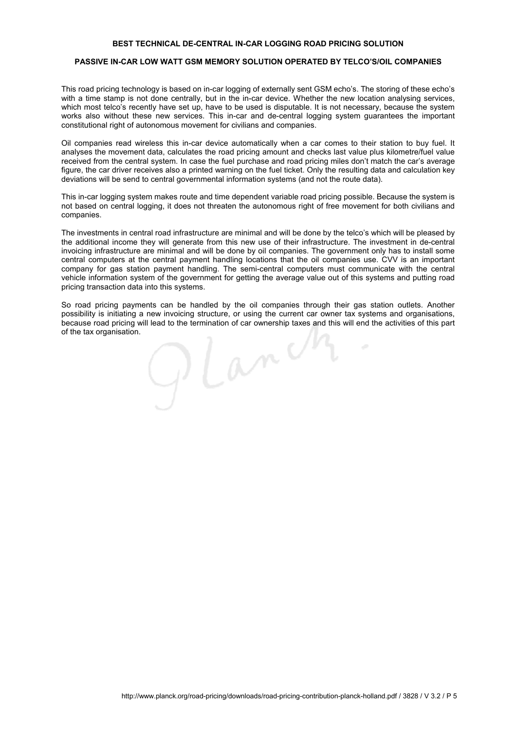## BEST TECHNICAL DE-CENTRAL IN-CAR LOGGING ROAD PRICING SOLUTION

### PASSIVE IN-CAR LOW WATT GSM MEMORY SOLUTION OPERATED BY TELCO'S/OIL COMPANIES

This road pricing technology is based on in-car logging of externally sent GSM echo's. The storing of these echo's with a time stamp is not done centrally, but in the in-car device. Whether the new location analysing services, which most telco's recently have set up, have to be used is disputable. It is not necessary, because the system works also without these new services. This in-car and de-central logging system guarantees the important constitutional right of autonomous movement for civilians and companies.

Oil companies read wireless this in-car device automatically when a car comes to their station to buy fuel. It analyses the movement data, calculates the road pricing amount and checks last value plus kilometre/fuel value received from the central system. In case the fuel purchase and road pricing miles don't match the car's average figure, the car driver receives also a printed warning on the fuel ticket. Only the resulting data and calculation key deviations will be send to central governmental information systems (and not the route data).

This in-car logging system makes route and time dependent variable road pricing possible. Because the system is not based on central logging, it does not threaten the autonomous right of free movement for both civilians and companies.

The investments in central road infrastructure are minimal and will be done by the telco's which will be pleased by the additional income they will generate from this new use of their infrastructure. The investment in de-central invoicing infrastructure are minimal and will be done by oil companies. The government only has to install some central computers at the central payment handling locations that the oil companies use. CVV is an important company for gas station payment handling. The semi-central computers must communicate with the central vehicle information system of the government for getting the average value out of this systems and putting road pricing transaction data into this systems.

So road pricing payments can be handled by the oil companies through their gas station outlets. Another possibility is initiating a new invoicing structure, or using the current car owner tax systems and organisations, because road pricing will lead to the termination of car ownership taxes and this will end the activities of this part of the tax organisation.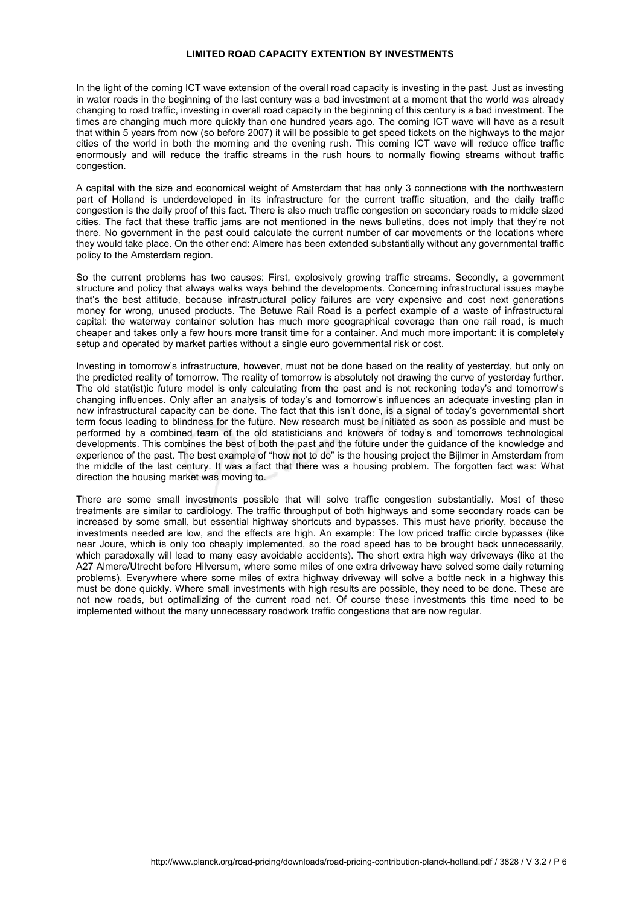## LIMITED ROAD CAPACITY EXTENTION BY INVESTMENTS

In the light of the coming ICT wave extension of the overall road capacity is investing in the past. Just as investing in water roads in the beginning of the last century was a bad investment at a moment that the world was already changing to road traffic, investing in overall road capacity in the beginning of this century is a bad investment. The times are changing much more quickly than one hundred years ago. The coming ICT wave will have as a result that within 5 years from now (so before 2007) it will be possible to get speed tickets on the highways to the major cities of the world in both the morning and the evening rush. This coming ICT wave will reduce office traffic enormously and will reduce the traffic streams in the rush hours to normally flowing streams without traffic congestion.

A capital with the size and economical weight of Amsterdam that has only 3 connections with the northwestern part of Holland is underdeveloped in its infrastructure for the current traffic situation, and the daily traffic congestion is the daily proof of this fact. There is also much traffic congestion on secondary roads to middle sized cities. The fact that these traffic jams are not mentioned in the news bulletins, does not imply that they're not there. No government in the past could calculate the current number of car movements or the locations where they would take place. On the other end: Almere has been extended substantially without any governmental traffic policy to the Amsterdam region.

So the current problems has two causes: First, explosively growing traffic streams. Secondly, a government structure and policy that always walks ways behind the developments. Concerning infrastructural issues maybe that's the best attitude, because infrastructural policy failures are very expensive and cost next generations money for wrong, unused products. The Betuwe Rail Road is a perfect example of a waste of infrastructural capital: the waterway container solution has much more geographical coverage than one rail road, is much cheaper and takes only a few hours more transit time for a container. And much more important: it is completely setup and operated by market parties without a single euro governmental risk or cost.

Investing in tomorrow's infrastructure, however, must not be done based on the reality of yesterday, but only on the predicted reality of tomorrow. The reality of tomorrow is absolutely not drawing the curve of yesterday further. The old stat(ist)ic future model is only calculating from the past and is not reckoning today's and tomorrow's changing influences. Only after an analysis of today's and tomorrow's influences an adequate investing plan in new infrastructural capacity can be done. The fact that this isn't done, is a signal of today's governmental short term focus leading to blindness for the future. New research must be initiated as soon as possible and must be performed by a combined team of the old statisticians and knowers of today's and tomorrows technological developments. This combines the best of both the past and the future under the guidance of the knowledge and experience of the past. The best example of "how not to do" is the housing project the Bijlmer in Amsterdam from the middle of the last century. It was a fact that there was a housing problem. The forgotten fact was: What direction the housing market was moving to.

There are some small investments possible that will solve traffic congestion substantially. Most of these treatments are similar to cardiology. The traffic throughput of both highways and some secondary roads can be increased by some small, but essential highway shortcuts and bypasses. This must have priority, because the investments needed are low, and the effects are high. An example: The low priced traffic circle bypasses (like near Joure, which is only too cheaply implemented, so the road speed has to be brought back unnecessarily, which paradoxally will lead to many easy avoidable accidents). The short extra high way driveways (like at the A27 Almere/Utrecht before Hilversum, where some miles of one extra driveway have solved some daily returning problems). Everywhere where some miles of extra highway driveway will solve a bottle neck in a highway this must be done quickly. Where small investments with high results are possible, they need to be done. These are not new roads, but optimalizing of the current road net. Of course these investments this time need to be implemented without the many unnecessary roadwork traffic congestions that are now regular.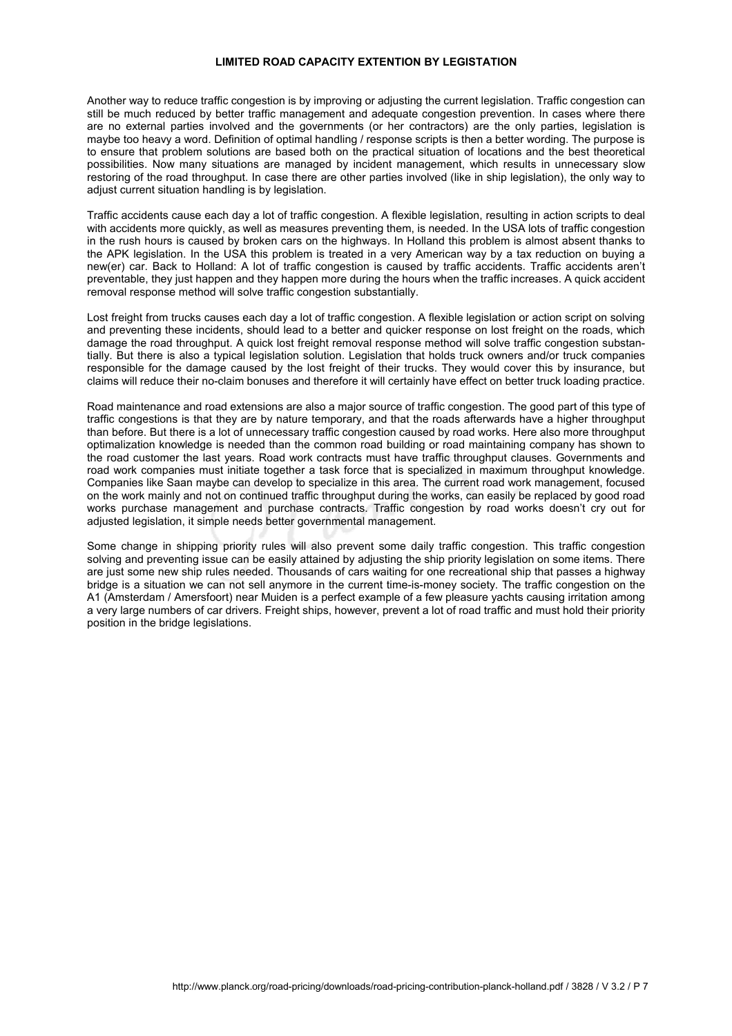## LIMITED ROAD CAPACITY EXTENTION BY LEGISTATION

Another way to reduce traffic congestion is by improving or adjusting the current legislation. Traffic congestion can still be much reduced by better traffic management and adequate congestion prevention. In cases where there are no external parties involved and the governments (or her contractors) are the only parties, legislation is maybe too heavy a word. Definition of optimal handling / response scripts is then a better wording. The purpose is to ensure that problem solutions are based both on the practical situation of locations and the best theoretical possibilities. Now many situations are managed by incident management, which results in unnecessary slow restoring of the road throughput. In case there are other parties involved (like in ship legislation), the only way to adjust current situation handling is by legislation.

Traffic accidents cause each day a lot of traffic congestion. A flexible legislation, resulting in action scripts to deal with accidents more quickly, as well as measures preventing them, is needed. In the USA lots of traffic congestion in the rush hours is caused by broken cars on the highways. In Holland this problem is almost absent thanks to the APK legislation. In the USA this problem is treated in a very American way by a tax reduction on buying a new(er) car. Back to Holland: A lot of traffic congestion is caused by traffic accidents. Traffic accidents aren't preventable, they just happen and they happen more during the hours when the traffic increases. A quick accident removal response method will solve traffic congestion substantially.

Lost freight from trucks causes each day a lot of traffic congestion. A flexible legislation or action script on solving and preventing these incidents, should lead to a better and quicker response on lost freight on the roads, which damage the road throughput. A quick lost freight removal response method will solve traffic congestion substantially. But there is also a typical legislation solution. Legislation that holds truck owners and/or truck companies responsible for the damage caused by the lost freight of their trucks. They would cover this by insurance, but claims will reduce their no-claim bonuses and therefore it will certainly have effect on better truck loading practice.

Road maintenance and road extensions are also a major source of traffic congestion. The good part of this type of traffic congestions is that they are by nature temporary, and that the roads afterwards have a higher throughput than before. But there is a lot of unnecessary traffic congestion caused by road works. Here also more throughput optimalization knowledge is needed than the common road building or road maintaining company has shown to the road customer the last years. Road work contracts must have traffic throughput clauses. Governments and road work companies must initiate together a task force that is specialized in maximum throughput knowledge. Companies like Saan maybe can develop to specialize in this area. The current road work management, focused on the work mainly and not on continued traffic throughput during the works, can easily be replaced by good road works purchase management and purchase contracts. Traffic congestion by road works doesn't cry out for adjusted legislation, it simple needs better governmental management.

Some change in shipping priority rules will also prevent some daily traffic congestion. This traffic congestion solving and preventing issue can be easily attained by adjusting the ship priority legislation on some items. There are just some new ship rules needed. Thousands of cars waiting for one recreational ship that passes a highway bridge is a situation we can not sell anymore in the current time-is-money society. The traffic congestion on the A1 (Amsterdam / Amersfoort) near Muiden is a perfect example of a few pleasure yachts causing irritation among a very large numbers of car drivers. Freight ships, however, prevent a lot of road traffic and must hold their priority position in the bridge legislations.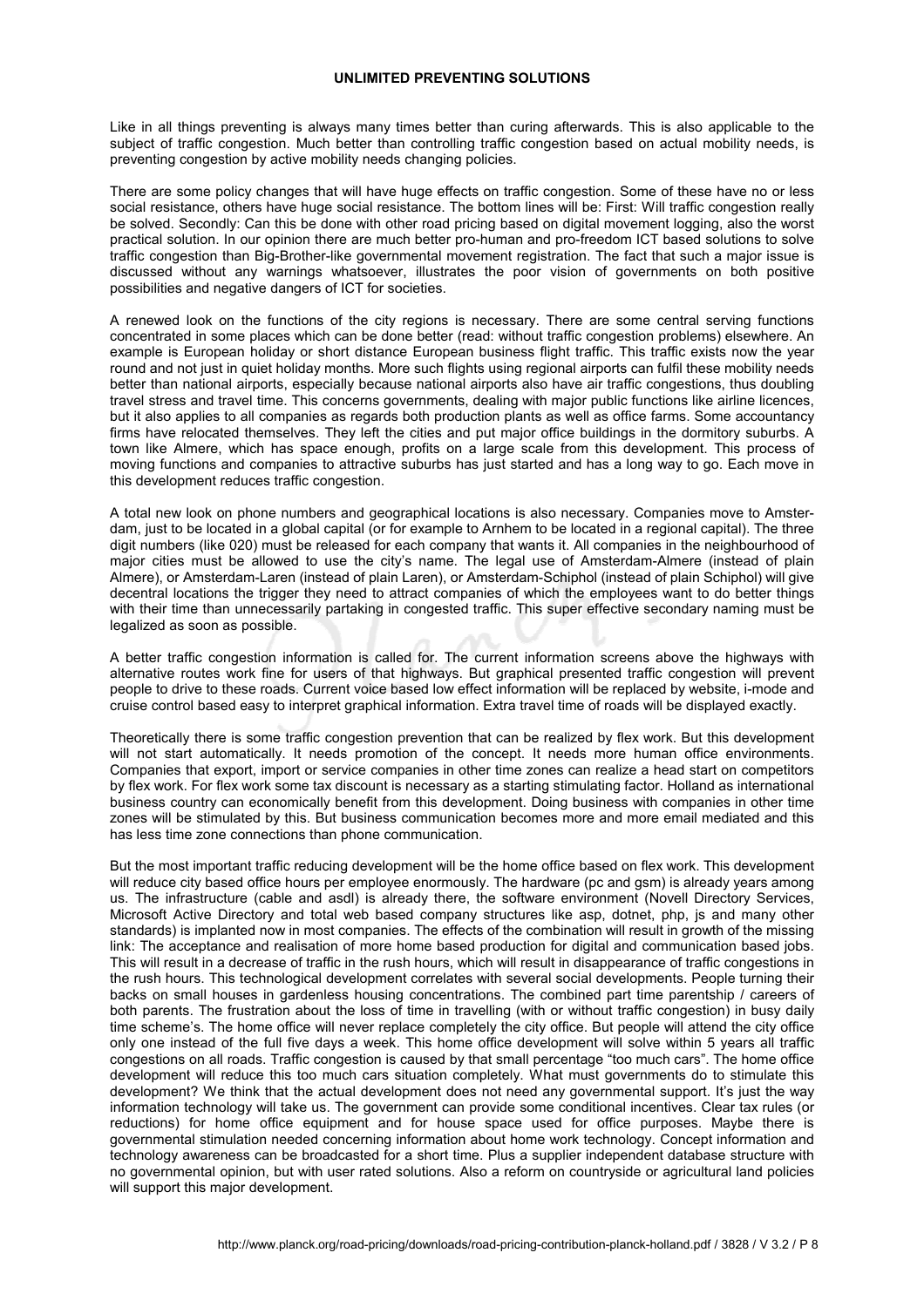## UNLIMITED PREVENTING SOLUTIONS

Like in all things preventing is always many times better than curing afterwards. This is also applicable to the subject of traffic congestion. Much better than controlling traffic congestion based on actual mobility needs, is preventing congestion by active mobility needs changing policies.

There are some policy changes that will have huge effects on traffic congestion. Some of these have no or less social resistance, others have huge social resistance. The bottom lines will be: First: Will traffic congestion really be solved. Secondly: Can this be done with other road pricing based on digital movement logging, also the worst practical solution. In our opinion there are much better pro-human and pro-freedom ICT based solutions to solve traffic congestion than Big-Brother-like governmental movement registration. The fact that such a major issue is discussed without any warnings whatsoever, illustrates the poor vision of governments on both positive possibilities and negative dangers of ICT for societies.

A renewed look on the functions of the city regions is necessary. There are some central serving functions concentrated in some places which can be done better (read: without traffic congestion problems) elsewhere. An example is European holiday or short distance European business flight traffic. This traffic exists now the year round and not just in quiet holiday months. More such flights using regional airports can fulfil these mobility needs better than national airports, especially because national airports also have air traffic congestions, thus doubling travel stress and travel time. This concerns governments, dealing with major public functions like airline licences, but it also applies to all companies as regards both production plants as well as office farms. Some accountancy firms have relocated themselves. They left the cities and put major office buildings in the dormitory suburbs. A town like Almere, which has space enough, profits on a large scale from this development. This process of moving functions and companies to attractive suburbs has just started and has a long way to go. Each move in this development reduces traffic congestion.

A total new look on phone numbers and geographical locations is also necessary. Companies move to Amsterdam, just to be located in a global capital (or for example to Arnhem to be located in a regional capital). The three digit numbers (like 020) must be released for each company that wants it. All companies in the neighbourhood of major cities must be allowed to use the city's name. The legal use of Amsterdam-Almere (instead of plain Almere), or Amsterdam-Laren (instead of plain Laren), or Amsterdam-Schiphol (instead of plain Schiphol) will give decentral locations the trigger they need to attract companies of which the employees want to do better things with their time than unnecessarily partaking in congested traffic. This super effective secondary naming must be legalized as soon as possible.

A better traffic congestion information is called for. The current information screens above the highways with alternative routes work fine for users of that highways. But graphical presented traffic congestion will prevent people to drive to these roads. Current voice based low effect information will be replaced by website, i-mode and cruise control based easy to interpret graphical information. Extra travel time of roads will be displayed exactly.

Theoretically there is some traffic congestion prevention that can be realized by flex work. But this development will not start automatically. It needs promotion of the concept. It needs more human office environments. Companies that export, import or service companies in other time zones can realize a head start on competitors by flex work. For flex work some tax discount is necessary as a starting stimulating factor. Holland as international business country can economically benefit from this development. Doing business with companies in other time zones will be stimulated by this. But business communication becomes more and more email mediated and this has less time zone connections than phone communication.

But the most important traffic reducing development will be the home office based on flex work. This development will reduce city based office hours per employee enormously. The hardware (pc and gsm) is already years among us. The infrastructure (cable and asdl) is already there, the software environment (Novell Directory Services, Microsoft Active Directory and total web based company structures like asp, dotnet, php, js and many other standards) is implanted now in most companies. The effects of the combination will result in growth of the missing link: The acceptance and realisation of more home based production for digital and communication based jobs. This will result in a decrease of traffic in the rush hours, which will result in disappearance of traffic congestions in the rush hours. This technological development correlates with several social developments. People turning their backs on small houses in gardenless housing concentrations. The combined part time parentship / careers of both parents. The frustration about the loss of time in travelling (with or without traffic congestion) in busy daily time scheme's. The home office will never replace completely the city office. But people will attend the city office only one instead of the full five days a week. This home office development will solve within 5 years all traffic congestions on all roads. Traffic congestion is caused by that small percentage "too much cars". The home office development will reduce this too much cars situation completely. What must governments do to stimulate this development? We think that the actual development does not need any governmental support. It's just the way information technology will take us. The government can provide some conditional incentives. Clear tax rules (or reductions) for home office equipment and for house space used for office purposes. Maybe there is governmental stimulation needed concerning information about home work technology. Concept information and technology awareness can be broadcasted for a short time. Plus a supplier independent database structure with no governmental opinion, but with user rated solutions. Also a reform on countryside or agricultural land policies will support this major development.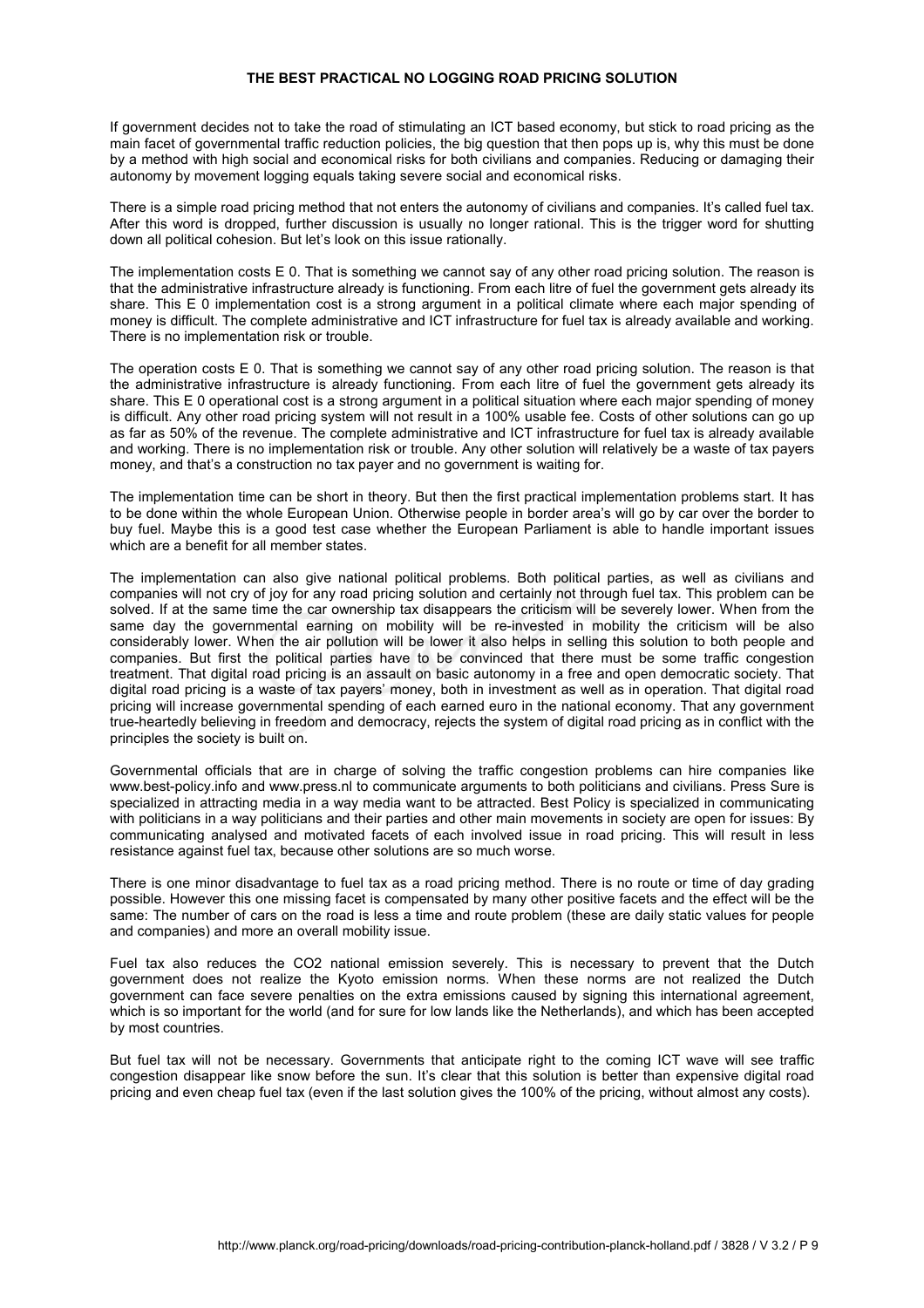# THE BEST PRACTICAL NO LOGGING ROAD PRICING SOLUTION

If government decides not to take the road of stimulating an ICT based economy, but stick to road pricing as the main facet of governmental traffic reduction policies, the big question that then pops up is, why this must be done by a method with high social and economical risks for both civilians and companies. Reducing or damaging their autonomy by movement logging equals taking severe social and economical risks.

There is a simple road pricing method that not enters the autonomy of civilians and companies. It's called fuel tax. After this word is dropped, further discussion is usually no longer rational. This is the trigger word for shutting down all political cohesion. But let's look on this issue rationally.

The implementation costs E 0. That is something we cannot say of any other road pricing solution. The reason is that the administrative infrastructure already is functioning. From each litre of fuel the government gets already its share. This E 0 implementation cost is a strong argument in a political climate where each major spending of money is difficult. The complete administrative and ICT infrastructure for fuel tax is already available and working. There is no implementation risk or trouble.

The operation costs E 0. That is something we cannot say of any other road pricing solution. The reason is that the administrative infrastructure is already functioning. From each litre of fuel the government gets already its share. This E 0 operational cost is a strong argument in a political situation where each major spending of money is difficult. Any other road pricing system will not result in a 100% usable fee. Costs of other solutions can go up as far as 50% of the revenue. The complete administrative and ICT infrastructure for fuel tax is already available and working. There is no implementation risk or trouble. Any other solution will relatively be a waste of tax payers money, and that's a construction no tax payer and no government is waiting for.

The implementation time can be short in theory. But then the first practical implementation problems start. It has to be done within the whole European Union. Otherwise people in border area's will go by car over the border to buy fuel. Maybe this is a good test case whether the European Parliament is able to handle important issues which are a benefit for all member states.

The implementation can also give national political problems. Both political parties, as well as civilians and companies will not cry of joy for any road pricing solution and certainly not through fuel tax. This problem can be solved. If at the same time the car ownership tax disappears the criticism will be severely lower. When from the same day the governmental earning on mobility will be re-invested in mobility the criticism will be also considerably lower. When the air pollution will be lower it also helps in selling this solution to both people and companies. But first the political parties have to be convinced that there must be some traffic congestion treatment. That digital road pricing is an assault on basic autonomy in a free and open democratic society. That digital road pricing is a waste of tax payers' money, both in investment as well as in operation. That digital road pricing will increase governmental spending of each earned euro in the national economy. That any government true-heartedly believing in freedom and democracy, rejects the system of digital road pricing as in conflict with the principles the society is built on.

Governmental officials that are in charge of solving the traffic congestion problems can hire companies like www.best-policy.info and www.press.nl to communicate arguments to both politicians and civilians. Press Sure is specialized in attracting media in a way media want to be attracted. Best Policy is specialized in communicating with politicians in a way politicians and their parties and other main movements in society are open for issues: By communicating analysed and motivated facets of each involved issue in road pricing. This will result in less resistance against fuel tax, because other solutions are so much worse.

There is one minor disadvantage to fuel tax as a road pricing method. There is no route or time of day grading possible. However this one missing facet is compensated by many other positive facets and the effect will be the same: The number of cars on the road is less a time and route problem (these are daily static values for people and companies) and more an overall mobility issue.

Fuel tax also reduces the $CO_2$ national emission severely. This is necessary to prevent that the Dutch government does not realize the Kyoto emission norms. When these norms are not realized the Dutch government can face severe penalties on the extra emissions caused by signing this international agreement, which is so important for the world (and for sure for low lands like the Netherlands), and which has been accepted by most countries.

But fuel tax will not be necessary. Governments that anticipate right to the coming ICT wave will see traffic congestion disappear like snow before the sun. It's clear that this solution is better than expensive digital road pricing and even cheap fuel tax (even if the last solution gives the 100% of the pricing, without almost any costs).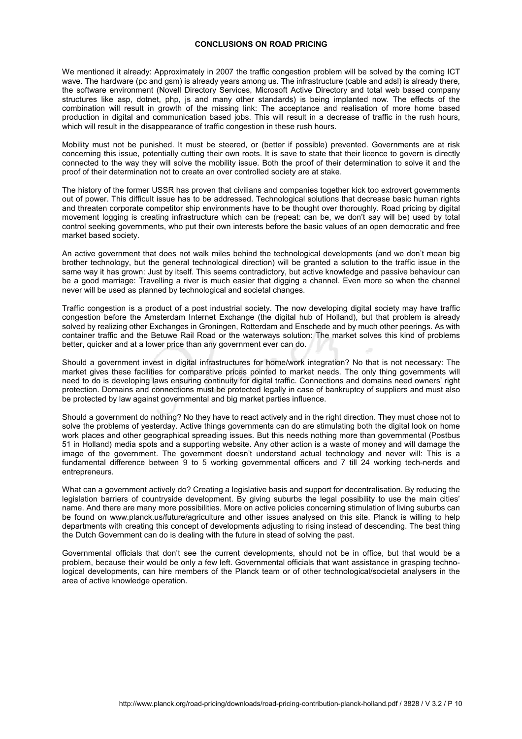# CONCLUSIONS ON ROAD PRICING

We mentioned it already: Approximately in 2007 the traffic congestion problem will be solved by the coming ICT wave. The hardware (pc and gsm) is already years among us. The infrastructure (cable and adsl) is already there, the software environment (Novell Directory Services, Microsoft Active Directory and total web based company structures like asp, dotnet, php, js and many other standards) is being implanted now. The effects of the combination will result in growth of the missing link: The acceptance and realisation of more home based production in digital and communication based jobs. This will result in a decrease of traffic in the rush hours, which will result in the disappearance of traffic congestion in these rush hours.

Mobility must not be punished. It must be steered, or (better if possible) prevented. Governments are at risk concerning this issue, potentially cutting their own roots. It is save to state that their licence to govern is directly connected to the way they will solve the mobility issue. Both the proof of their determination to solve it and the proof of their determination not to create an over controlled society are at stake.

The history of the former USSR has proven that civilians and companies together kick too extrovert governments out of power. This difficult issue has to be addressed. Technological solutions that decrease basic human rights and threaten corporate competitor ship environments have to be thought over thoroughly. Road pricing by digital movement logging is creating infrastructure which can be (repeat: can be, we don't say will be) used by total control seeking governments, who put their own interests before the basic values of an open democratic and free market based society.

An active government that does not walk miles behind the technological developments (and we don't mean big brother technology, but the general technological direction) will be granted a solution to the traffic issue in the same way it has grown: Just by itself. This seems contradictory, but active knowledge and passive behaviour can be a good marriage: Travelling a river is much easier that digging a channel. Even more so when the channel never will be used as planned by technological and societal changes.

Traffic congestion is a product of a post industrial society. The now developing digital society may have traffic congestion before the Amsterdam Internet Exchange (the digital hub of Holland), but that problem is already solved by realizing other Exchanges in Groningen, Rotterdam and Enschede and by much other peerings. As with container traffic and the Betuwe Rail Road or the waterways solution: The market solves this kind of problems better, quicker and at a lower price than any government ever can do.

Should a government invest in digital infrastructures for home/work integration? No that is not necessary: The market gives these facilities for comparative prices pointed to market needs. The only thing governments will need to do is developing laws ensuring continuity for digital traffic. Connections and domains need owners' right protection. Domains and connections must be protected legally in case of bankruptcy of suppliers and must also be protected by law against governmental and big market parties influence.

Should a government do nothing? No they have to react actively and in the right direction. They must chose not to solve the problems of yesterday. Active things governments can do are stimulating both the digital look on home work places and other geographical spreading issues. But this needs nothing more than governmental (Postbus 51 in Holland) media spots and a supporting website. Any other action is a waste of money and will damage the image of the government. The government doesn't understand actual technology and never will: This is a fundamental difference between 9 to 5 working governmental officers and 7 till 24 working tech-nerds and entrepreneurs.

What can a government actively do? Creating a legislative basis and support for decentralisation. By reducing the legislation barriers of countryside development. By giving suburbs the legal possibility to use the main cities' name. And there are many more possibilities. More on active policies concerning stimulation of living suburbs can be found on www.planck.us/future/agriculture and other issues analysed on this site. Planck is willing to help departments with creating this concept of developments adjusting to rising instead of descending. The best thing the Dutch Government can do is dealing with the future in stead of solving the past.

Governmental officials that don't see the current developments, should not be in office, but that would be a problem, because their would be only a few left. Governmental officials that want assistance in grasping technological developments, can hire members of the Planck team or of other technological/societal analysers in the area of active knowledge operation.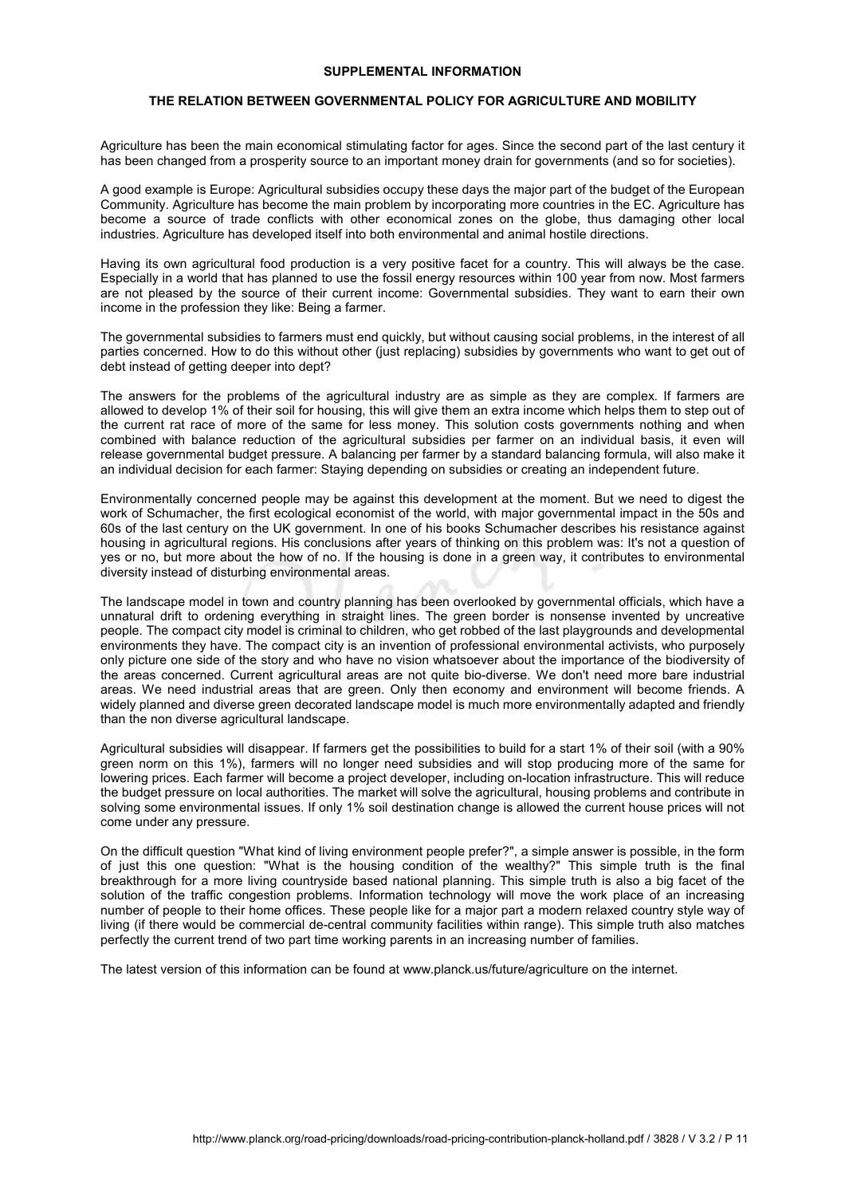**SUPPLEMENTAL INFORMATION**

**THE RELATION BETWEEN GOVERNMENTAL POLICY FOR AGRICULTURE AND MOBILITY**

Agriculture has been the main economical stimulating factor for ages. Since the second part of the last century it has been changed from a prosperity source to an important money drain for governments (and so for societies).

A good example is Europe: Agricultural subsidies occupy these days the major part of the budget of the European Community. Agriculture has become the main problem by incorporating more countries in the EC. Agriculture has become a source of trade conflicts with other economical zones on the globe, thus damaging other local industries. Agriculture has developed itself into both environmental and animal hostile directions.

Having its own agricultural food production is a very positive facet for a country. This will always be the case. Especially in a world that has planned to use the fossil energy resources within 100 year from now. Most farmers are not pleased by the source of their current income: Governmental subsidies. They want to earn their own income in the profession they like: Being a farmer.

The governmental subsidies to farmers must end quickly, but without causing social problems, in the interest of all parties concerned. How to do this without other (just replacing) subsidies by governments who want to get out of debt instead of getting deeper into dept?

The answers for the problems of the agricultural industry are as simple as they are complex. If farmers are allowed to develop 1% of their soil for housing, this will give them an extra income which helps them to step out of the current rat race of more of the same for less money. This solution costs governments nothing and when combined with balance reduction of the agricultural subsidies per farmer on an individual basis, it even will release governmental budget pressure. A balancing per farmer by a standard balancing formula, will also make it an individual decision for each farmer: Staying depending on subsidies or creating an independent future.

Environmentally concerned people may be against this development at the moment. But we need to digest the work of Schumacher, the first ecological economist of the world, with major governmental impact in the 50s and 60s of the last century on the UK government. In one of his books Schumacher describes his resistance against housing in agricultural regions. His conclusions after years of thinking on this problem was: It's not a question of yes or no, but more about the how of no. If the housing is done in a green way, it contributes to environmental diversity instead of disturbing environmental areas.

The landscape model in town and country planning has been overlooked by governmental officials, which have a unnatural drift to ordening everything in straight lines. The green border is nonsense invented by uncreative people. The compact city model is criminal to children, who get robbed of the last playgrounds and developmental environments they have. The compact city is an invention of professional environmental activists, who purposely only picture one side of the story and who have no vision whatsoever about the importance of the biodiversity of the areas concerned. Current agricultural areas are not quite bio-diverse. We don't need more bare industrial areas. We need industrial areas that are green. Only then economy and environment will become friends. A widely planned and diverse green decorated landscape model is much more environmentally adapted and friendly than the non diverse agricultural landscape.

Agricultural subsidies will disappear. If farmers get the possibilities to build for a start 1% of their soil (with a 90% green norm on this 1%), farmers will no longer need subsidies and will stop producing more of the same for lowering prices. Each farmer will become a project developer, including on-location infrastructure. This will reduce the budget pressure on local authorities. The market will solve the agricultural, housing problems and contribute in solving some environmental issues. If only 1% soil destination change is allowed the current house prices will not come under any pressure.

On the difficult question "What kind of living environment people prefer?", a simple answer is possible, in the form of just this one question: "What is the housing condition of the wealthy?" This simple truth is the final breakthrough for a more living countryside based national planning. This simple truth is also a big facet of the solution of the traffic congestion problems. Information technology will move the work place of an increasing number of people to their home offices. These people like for a major part a modern relaxed country style way of living (if there would be commercial de-central community facilities within range). This simple truth also matches perfectly the current trend of two part time working parents in an increasing number of families.

The latest version of this information can be found at www.planck.us/future/agriculture on the internet.